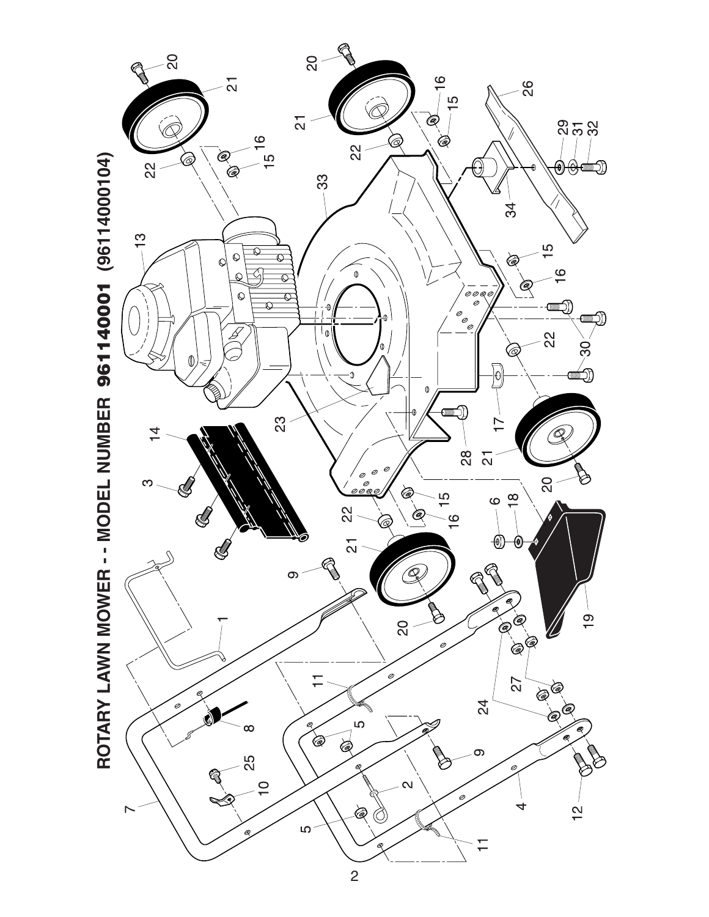# ROTARY LAWN MOWER - - MODEL NUMBER 961140001 (96114000104)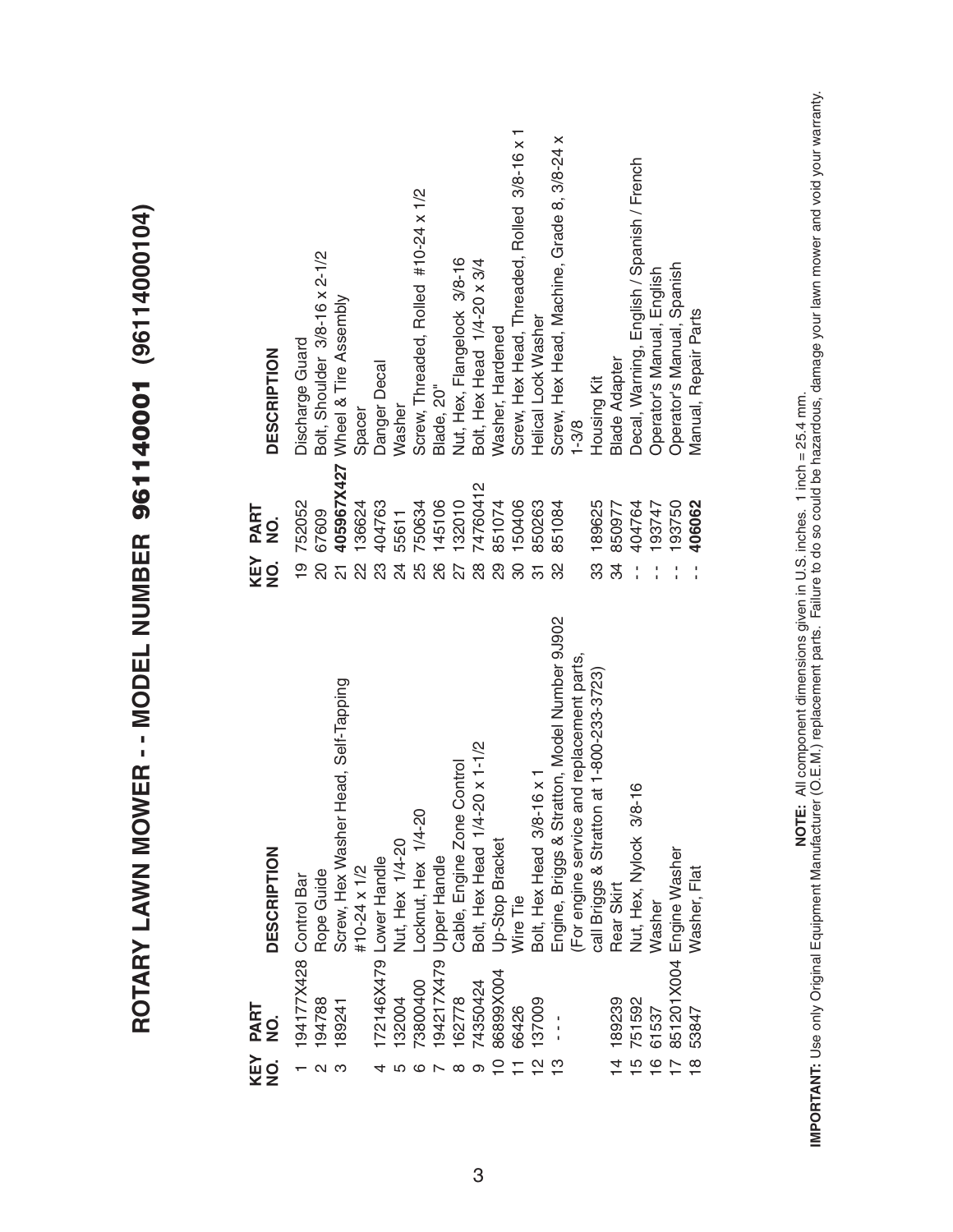# ROTARY LAWN MOWER - - MODEL NUMBER 961140001 (96114000104)

| KEY NO. | PART NO. | DESCRIPTION |
|---|---|---|
| 1 | 194177X428 | Control Bar |
| 2 | 194788 | Rope Guide |
| 3 | 189241 | Screw, Hex Washer Head, Self-Tapping #10-24 x 1/2 |
| 4 | 172146X479 | Lower Handle |
| 5 | 132004 | Nut, Hex 1/4-20 |
| 6 | 73800400 | Locknut, Hex 1/4-20 |
| 7 | 194217X479 | Upper Handle |
| 8 | 162778 | Cable, Engine Zone Control |
| 9 | 74350424 | Bolt, Hex Head 1/4-20 x 1-1/2 |
| 10 | 86899X004 | Up-Stop Bracket |
| 11 | 66426 | Wire Tie |
| 12 | 137009 | Bolt, Hex Head 3/8-16 x 1 |
| 13 | - - - | Engine, Briggs & Stratton, Model Number 9J902 (For engine service and replacement parts, call Briggs & Stratton at 1-800-233-3723) |
| 14 | 189239 | Rear Skirt |
| 15 | 751592 | Nut, Hex, Nylock 3/8-16 |
| 16 | 61537 | Washer |
| 17 | 851201X004 | Engine Washer |
| 18 | 53847 | Washer, Flat |
| 19 | 752052 | Discharge Guard |
| 20 | 67609 | Bolt, Shoulder 3/8-16 x 2-1/2 |
| 21 | **405967X427** | Wheel & Tire Assembly |
| 22 | 136624 | Spacer |
| 23 | 404763 | Danger Decal |
| 24 | 55611 | Washer |
| 25 | 750634 | Screw, Threaded, Rolled #10-24 x 1/2 |
| 26 | 145106 | Blade, 20" |
| 27 | 132010 | Nut, Hex, Flangelock 3/8-16 |
| 28 | 74760412 | Bolt, Hex Head 1/4-20 x 3/4 |
| 29 | 851074 | Washer, Hardened |
| 30 | 150406 | Screw, Hex Head, Threaded, Rolled 3/8-16 x 1 |
| 31 | 850263 | Helical Lock Washer |
| 32 | 851084 | Screw, Hex Head, Machine, Grade 8, 3/8-24 x 1-3/8 |
| 33 | 189625 | Housing Kit |
| 34 | 850977 | Blade Adapter |
| - - | 404764 | Decal, Warning, English / Spanish / French |
| - - | 193747 | Operator's Manual, English |
| - - | 193750 | Operator's Manual, Spanish |
| - - | **406062** | Manual, Repair Parts |

**NOTE:** All component dimensions given in U.S. inches. 1 inch = 25.4 mm.

**IMPORTANT:** Use only Original Equipment Manufacturer (O.E.M.) replacement parts. Failure to do so could be hazardous, damage your lawn mower and void your warranty.